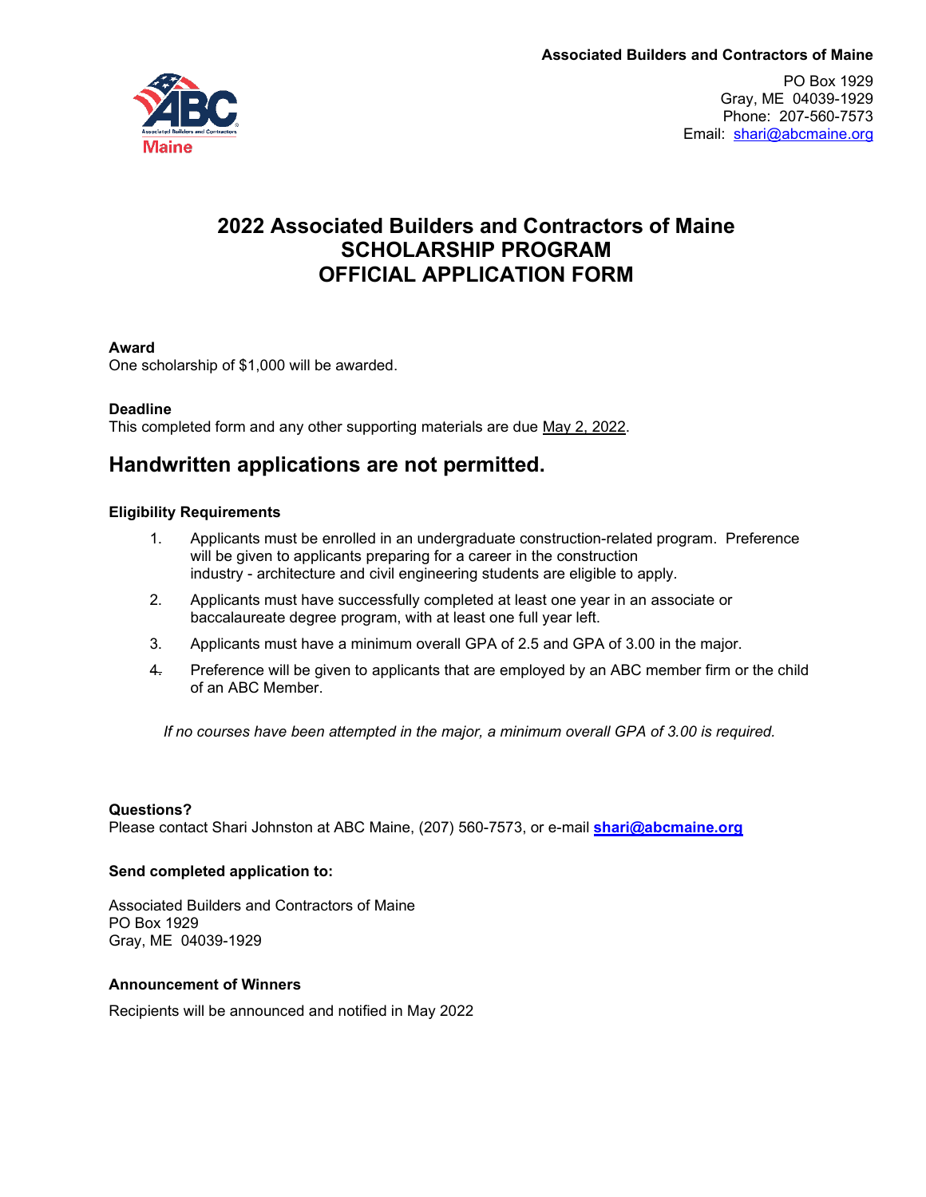**Associated Builders and Contractors of Maine**

PO Box 1929
Gray, ME 04039-1929
Phone: 207-560-7573
Email: shari@abcmaine.org

# 2022 Associated Builders and Contractors of Maine
# SCHOLARSHIP PROGRAM
# OFFICIAL APPLICATION FORM

**Award**
One scholarship of $1,000 will be awarded.

**Deadline**
This completed form and any other supporting materials are due May 2, 2022.

## Handwritten applications are not permitted.

**Eligibility Requirements**

1. Applicants must be enrolled in an undergraduate construction-related program. Preference will be given to applicants preparing for a career in the construction industry - architecture and civil engineering students are eligible to apply.
2. Applicants must have successfully completed at least one year in an associate or baccalaureate degree program, with at least one full year left.
3. Applicants must have a minimum overall GPA of 2.5 and GPA of 3.00 in the major.
4. Preference will be given to applicants that are employed by an ABC member firm or the child of an ABC Member.

*If no courses have been attempted in the major, a minimum overall GPA of 3.00 is required.*

**Questions?**
Please contact Shari Johnston at ABC Maine, (207) 560-7573, or e-mail **shari@abcmaine.org**

**Send completed application to:**

Associated Builders and Contractors of Maine
PO Box 1929
Gray, ME 04039-1929

**Announcement of Winners**

Recipients will be announced and notified in May 2022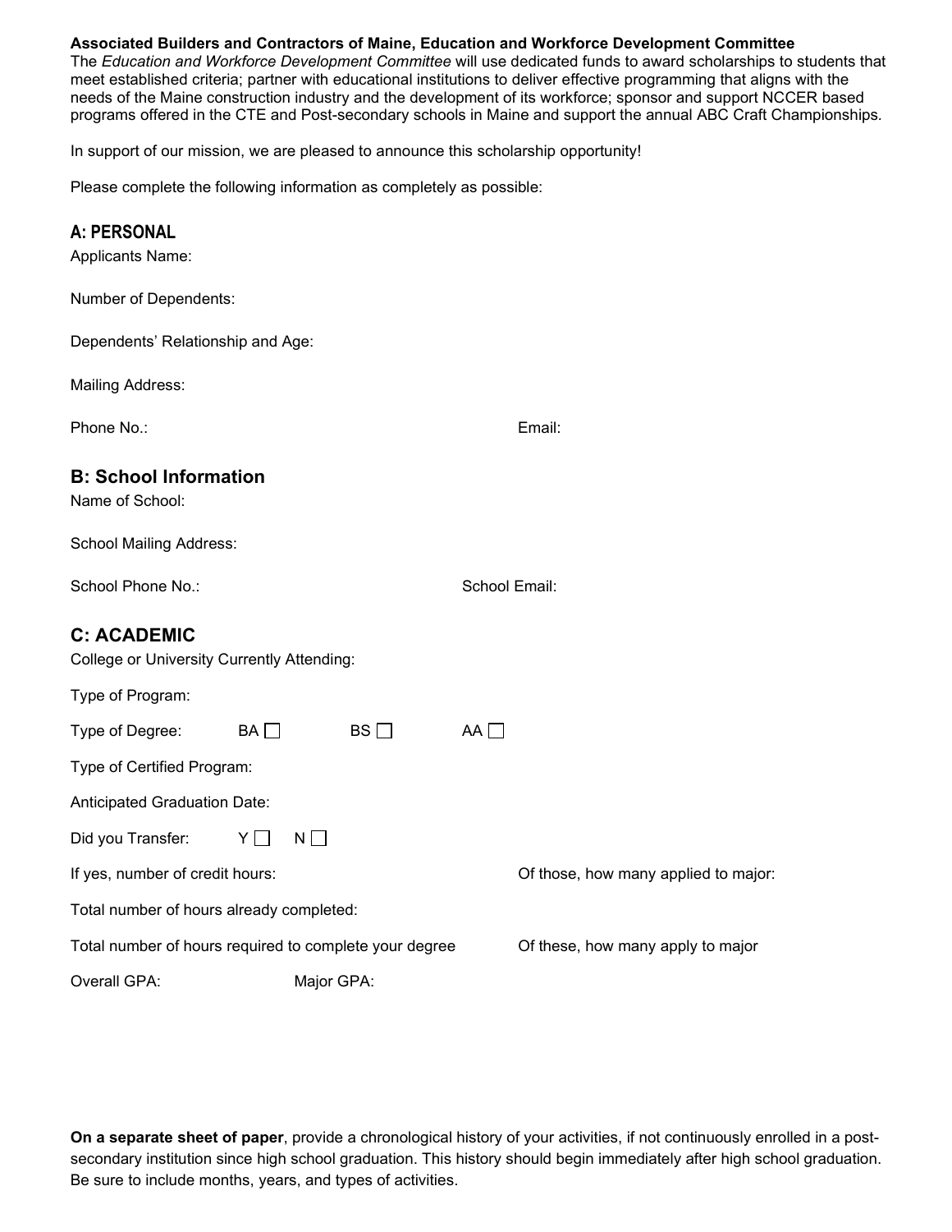**Associated Builders and Contractors of Maine, Education and Workforce Development Committee**

The *Education and Workforce Development Committee* will use dedicated funds to award scholarships to students that meet established criteria; partner with educational institutions to deliver effective programming that aligns with the needs of the Maine construction industry and the development of its workforce; sponsor and support NCCER based programs offered in the CTE and Post-secondary schools in Maine and support the annual ABC Craft Championships.

In support of our mission, we are pleased to announce this scholarship opportunity!

Please complete the following information as completely as possible:

## A: PERSONAL

Applicants Name:

Number of Dependents:

Dependents' Relationship and Age:

Mailing Address:

Phone No.: Email:

## B: School Information

Name of School:

School Mailing Address:

School Phone No.: School Email:

## C: ACADEMIC

College or University Currently Attending:

Type of Program:

Type of Degree: BA ☐ BS ☐ AA ☐

Type of Certified Program:

Anticipated Graduation Date:

Did you Transfer: Y ☐ N ☐

If yes, number of credit hours: Of those, how many applied to major:

Total number of hours already completed:

Total number of hours required to complete your degree Of these, how many apply to major

Overall GPA: Major GPA:

**On a separate sheet of paper**, provide a chronological history of your activities, if not continuously enrolled in a post-secondary institution since high school graduation. This history should begin immediately after high school graduation. Be sure to include months, years, and types of activities.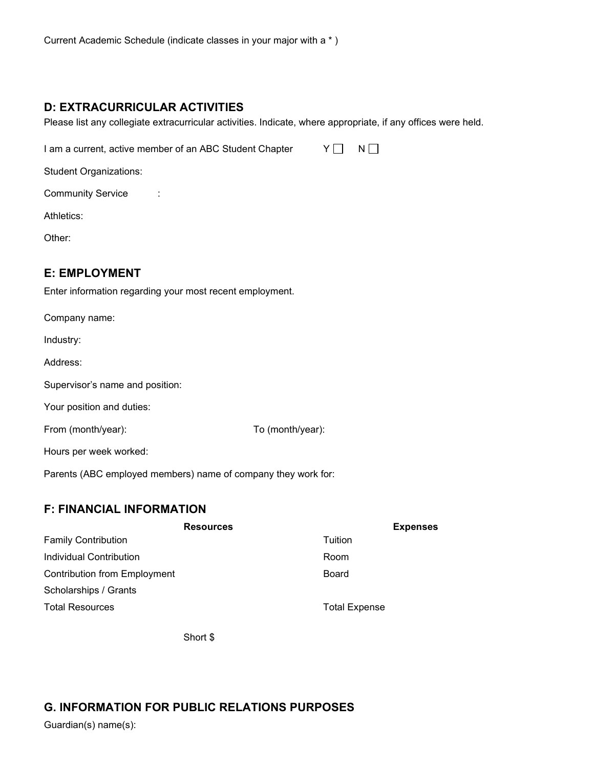Current Academic Schedule (indicate classes in your major with a * )

## D: EXTRACURRICULAR ACTIVITIES

Please list any collegiate extracurricular activities. Indicate, where appropriate, if any offices were held.

I am a current, active member of an ABC Student Chapter Y ☐ N ☐

Student Organizations:

Community Service :

Athletics:

Other:

## E: EMPLOYMENT

Enter information regarding your most recent employment.

Company name:

Industry:

Address:

Supervisor's name and position:

Your position and duties:

From (month/year): To (month/year):

Hours per week worked:

Parents (ABC employed members) name of company they work for:

## F: FINANCIAL INFORMATION

| Resources | | Expenses | |
|---|---|---|---|
| Family Contribution | | Tuition | |
| Individual Contribution | | Room | |
| Contribution from Employment | | Board | |
| Scholarships / Grants | | | |
| Total Resources | | Total Expense | |

Short $

## G. INFORMATION FOR PUBLIC RELATIONS PURPOSES

Guardian(s) name(s):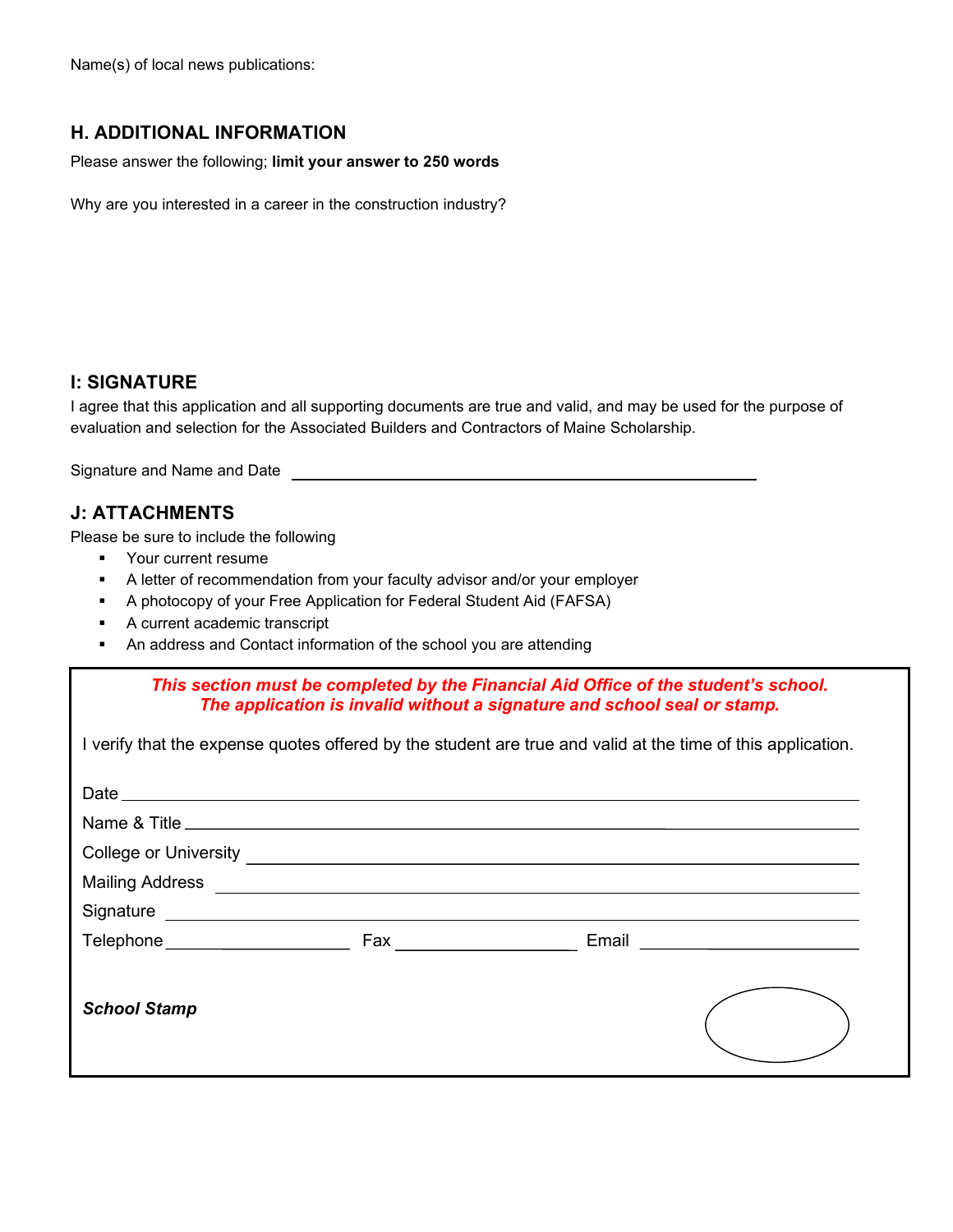Name(s) of local news publications:

## H. ADDITIONAL INFORMATION

Please answer the following; **limit your answer to 250 words**

Why are you interested in a career in the construction industry?

## I: SIGNATURE

I agree that this application and all supporting documents are true and valid, and may be used for the purpose of evaluation and selection for the Associated Builders and Contractors of Maine Scholarship.

Signature and Name and Date \_\_\_\_\_\_\_\_\_\_\_\_\_\_\_\_\_\_\_\_\_\_\_\_\_\_\_\_\_\_\_\_\_\_\_\_\_\_\_\_

## J: ATTACHMENTS

Please be sure to include the following

- Your current resume
- A letter of recommendation from your faculty advisor and/or your employer
- A photocopy of your Free Application for Federal Student Aid (FAFSA)
- A current academic transcript
- An address and Contact information of the school you are attending

***This section must be completed by the Financial Aid Office of the student's school.***
***The application is invalid without a signature and school seal or stamp.***

I verify that the expense quotes offered by the student are true and valid at the time of this application.

Date \_\_\_\_\_\_\_\_\_\_\_\_\_\_\_\_\_\_\_\_\_\_\_\_\_\_\_\_\_\_\_\_\_\_\_\_\_\_\_\_

Name & Title \_\_\_\_\_\_\_\_\_\_\_\_\_\_\_\_\_\_\_\_\_\_\_\_\_\_\_\_\_\_\_\_\_\_\_\_\_\_\_\_

College or University \_\_\_\_\_\_\_\_\_\_\_\_\_\_\_\_\_\_\_\_\_\_\_\_\_\_\_\_\_\_\_\_\_\_\_\_\_\_\_\_

Mailing Address \_\_\_\_\_\_\_\_\_\_\_\_\_\_\_\_\_\_\_\_\_\_\_\_\_\_\_\_\_\_\_\_\_\_\_\_\_\_\_\_

Signature \_\_\_\_\_\_\_\_\_\_\_\_\_\_\_\_\_\_\_\_\_\_\_\_\_\_\_\_\_\_\_\_\_\_\_\_\_\_\_\_

Telephone \_\_\_\_\_\_\_\_\_\_\_\_\_\_\_\_ Fax \_\_\_\_\_\_\_\_\_\_\_\_\_\_\_\_ Email \_\_\_\_\_\_\_\_\_\_\_\_\_\_\_\_

***School Stamp***